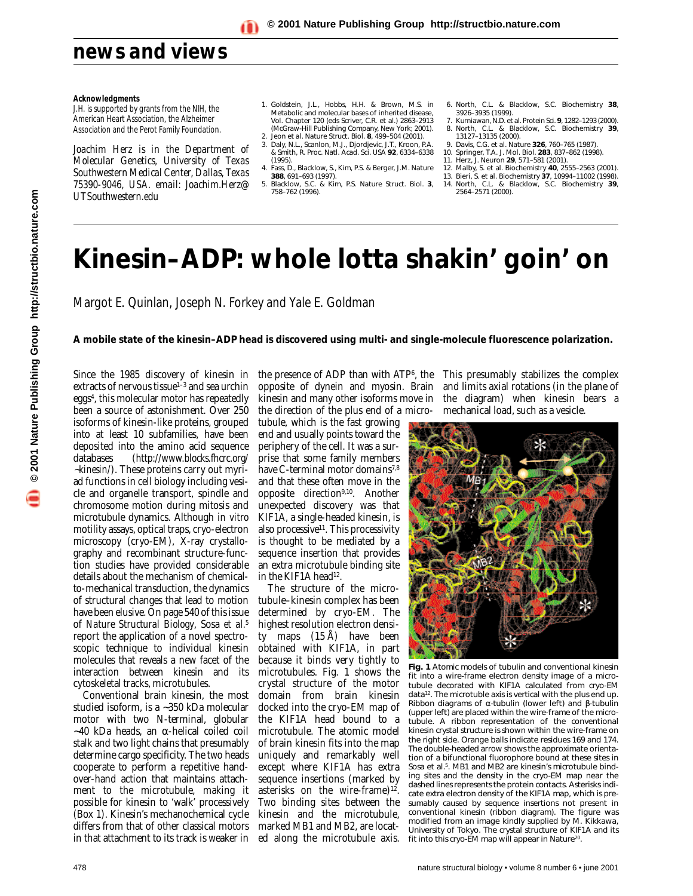**Acknowledgments**

*J.H. is supported by grants from the NIH, the American Heart Association, the Alzheimer Association and the Perot Family Foundation.*

*Joachim Herz is in the Department of Molecular Genetics, University of Texas Southwestern Medical Center, Dallas, Texas 75390-9046, USA. email: Joachim.Herz@UTSouthwestern.edu*

1. Goldstein, J.L., Hobbs, H.H. & Brown, M.S. in Metabolic and molecular bases of inherited disease, Vol. Chapter 120 (eds Scriver, C.R. et al.) 2863–2913 (McGraw-Hill Publishing Company, New York; 2001).
2. Jeon et al. Nature Struct. Biol. **8**, 499–504 (2001).
3. Daly, N.L., Scanlon, M.J., Djordjevic, J.T., Kroon, P.A. & Smith, R. Proc. Natl. Acad. Sci. USA **92**, 6334–6338 (1995).
4. Fass, D., Blacklow, S., Kim, P.S. & Berger, J.M. Nature **388**, 691–693 (1997).
5. Blacklow, S.C. & Kim, P.S. Nature Struct. Biol. **3**, 758–762 (1996).
6. North, C.L. & Blacklow, S.C. Biochemistry **38**, 3926–3935 (1999).
7. Kurniawan, N.D. et al. Protein Sci. **9**, 1282–1293 (2000).
8. North, C.L. & Blacklow, S.C. Biochemistry **39**, 13127–13135 (2000).
9. Davis, C.G. et al. Nature **326**, 760–765 (1987).
10. Springer, T.A. J. Mol. Biol. **283**, 837–862 (1998).
11. Herz, J. Neuron **29**, 571–581 (2001).
12. Malby, S. et al. Biochemistry **40**, 2555–2563 (2001).
13. Bieri, S. et al. Biochemistry **37**, 10994–11002 (1998).
14. North, C.L. & Blacklow, S.C. Biochemistry **39**, 2564–2571 (2000).

# Kinesin–ADP: whole lotta shakin' goin' on

*Margot E. Quinlan, Joseph N. Forkey and Yale E. Goldman*

**A mobile state of the kinesin–ADP head is discovered using multi- and single-molecule fluorescence polarization.**

Since the 1985 discovery of kinesin in extracts of nervous tissue[1–3] and sea urchin eggs[4], this molecular motor has repeatedly been a source of astonishment. Over 250 isoforms of kinesin-like proteins, grouped into at least 10 subfamilies, have been deposited into the amino acid sequence databases (http://www.blocks.fhcrc.org/~kinesin/). These proteins carry out myriad functions in cell biology including vesicle and organelle transport, spindle and chromosome motion during mitosis and microtubule dynamics. Although in vitro motility assays, optical traps, cryo-electron microscopy (cryo-EM), X-ray crystallography and recombinant structure-function studies have provided considerable details about the mechanism of chemical-to-mechanical transduction, the dynamics of structural changes that lead to motion have been elusive. On page 540 of this issue of *Nature Structural Biology*, Sosa et al.[5] report the application of a novel spectroscopic technique to individual kinesin molecules that reveals a new facet of the interaction between kinesin and its cytoskeletal tracks, microtubules.

Conventional brain kinesin, the most studied isoform, is a ~350 kDa molecular motor with two N-terminal, globular ~40 kDa heads, an α-helical coiled coil stalk and two light chains that presumably determine cargo specificity. The two heads cooperate to perform a repetitive hand-over-hand action that maintains attachment to the microtubule, making it possible for kinesin to 'walk' processively (Box 1). Kinesin's mechanochemical cycle differs from that of other classical motors in that attachment to its track is weaker in the presence of ADP than with ATP[6], the opposite of dynein and myosin. Brain kinesin and many other isoforms move in the direction of the plus end of a microtubule, which is the fast growing end and usually points toward the periphery of the cell. It was a surprise that some family members have C-terminal motor domains[7,8] and that these often move in the opposite direction[9,10]. Another unexpected discovery was that KIF1A, a single-headed kinesin, is also processive[11]. This processivity is thought to be mediated by a sequence insertion that provides an extra microtubule binding site in the KIF1A head[12].

The structure of the microtubule–kinesin complex has been determined by cryo-EM. The highest resolution electron density maps (15 Å) have been obtained with KIF1A, in part because it binds very tightly to microtubules. Fig. 1 shows the crystal structure of the motor domain from brain kinesin docked into the cryo-EM map of the KIF1A head bound to a microtubule. The atomic model of brain kinesin fits into the map uniquely and remarkably well except where KIF1A has extra sequence insertions (marked by asterisks on the wire-frame)[12]. Two binding sites between the kinesin and the microtubule, marked MB1 and MB2, are located along the microtubule axis. This presumably stabilizes the complex and limits axial rotations (in the plane of the diagram) when kinesin bears a mechanical load, such as a vesicle.

**Fig. 1** Atomic models of tubulin and conventional kinesin fit into a wire-frame electron density image of a microtubule decorated with KIF1A calculated from cryo-EM data[12]. The microtubule axis is vertical with the plus end up. Ribbon diagrams of α-tubulin (lower left) and β-tubulin (upper left) are placed within the wire-frame of the microtubule. A ribbon representation of the conventional kinesin crystal structure is shown within the wire-frame on the right side. Orange balls indicate residues 169 and 174. The double-headed arrow shows the approximate orientation of a bifunctional fluorophore bound at these sites in Sosa et al.[5]. MB1 and MB2 are kinesin's microtubule binding sites and the density in the cryo-EM map near the dashed lines represents the protein contacts. Asterisks indicate extra electron density of the KIF1A map, which is presumably caused by sequence insertions not present in conventional kinesin (ribbon diagram). The figure was modified from an image kindly supplied by M. Kikkawa, University of Tokyo. The crystal structure of KIF1A and its fit into this cryo-EM map will appear in Nature[20].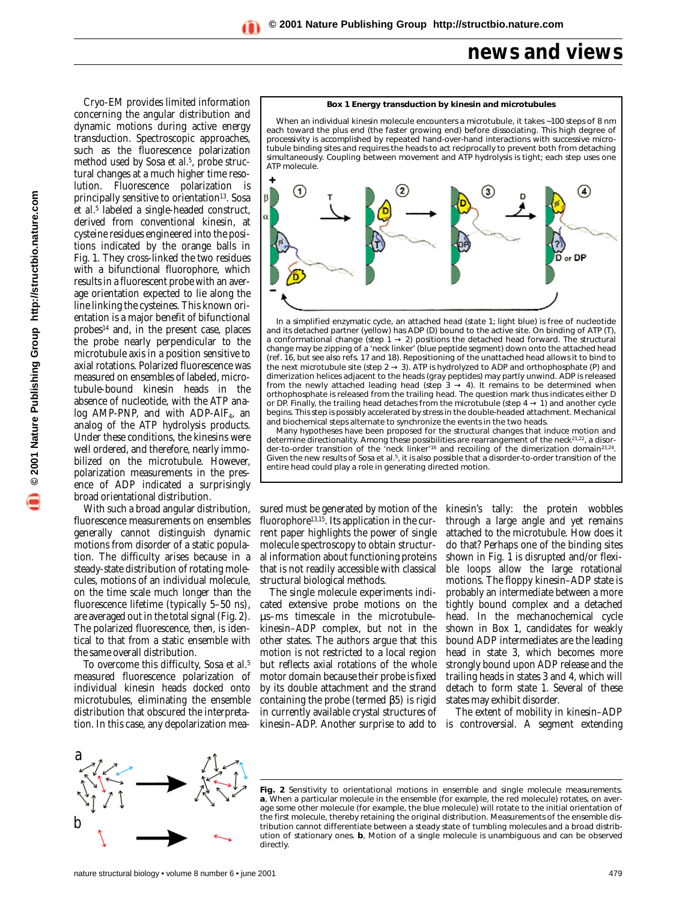Cryo-EM provides limited information concerning the angular distribution and dynamic motions during active energy transduction. Spectroscopic approaches, such as the fluorescence polarization method used by Sosa et al.[5], probe structural changes at a much higher time resolution. Fluorescence polarization is principally sensitive to orientation[13]. Sosa et al.[5] labeled a single-headed construct, derived from conventional kinesin, at cysteine residues engineered into the positions indicated by the orange balls in Fig. 1. They cross-linked the two residues with a bifunctional fluorophore, which results in a fluorescent probe with an average orientation expected to lie along the line linking the cysteines. This known orientation is a major benefit of bifunctional probes[14] and, in the present case, places the probe nearly perpendicular to the microtubule axis in a position sensitive to axial rotations. Polarized fluorescence was measured on ensembles of labeled, microtubule-bound kinesin heads in the absence of nucleotide, with the ATP analog AMP-PNP, and with ADP-$AlF_4$, an analog of the ATP hydrolysis products. Under these conditions, the kinesins were well ordered, and therefore, nearly immobilized on the microtubule. However, polarization measurements in the presence of ADP indicated a surprisingly broad orientational distribution.

**Box 1 Energy transduction by kinesin and microtubules**

When an individual kinesin molecule encounters a microtubule, it takes ~100 steps of 8 nm each toward the plus end (the faster growing end) before dissociating. This high degree of processivity is accomplished by repeated hand-over-hand interactions with successive microtubule binding sites and requires the heads to act reciprocally to prevent both from detaching simultaneously. Coupling between movement and ATP hydrolysis is tight; each step uses one ATP molecule.

In a simplified enzymatic cycle, an attached head (state 1; light blue) is free of nucleotide and its detached partner (yellow) has ADP (D) bound to the active site. On binding of ATP (T), a conformational change (step 1 → 2) positions the detached head forward. The structural change may be zipping of a 'neck linker' (blue peptide segment) down onto the attached head (ref. 16, but see also refs. 17 and 18). Repositioning of the unattached head allows it to bind to the next microtubule site (step 2 → 3). ATP is hydrolyzed to ADP and orthophosphate (P) and dimerization helices adjacent to the heads (gray peptides) may partly unwind. ADP is released from the newly attached leading head (step 3 → 4). It remains to be determined when orthophosphate is released from the trailing head. The question mark thus indicates either D or DP. Finally, the trailing head detaches from the microtubule (step 4 → 1) and another cycle begins. This step is possibly accelerated by stress in the double-headed attachment. Mechanical and biochemical steps alternate to synchronize the events in the two heads.

Many hypotheses have been proposed for the structural changes that induce motion and determine directionality. Among these possibilities are rearrangement of the neck[21,22], a disorder-to-order transition of the 'neck linker'[16] and recoiling of the dimerization domain[23,24]. Given the new results of Sosa et al.[5], it is also possible that a disorder-to-order transition of the entire head could play a role in generating directed motion.

With such a broad angular distribution, fluorescence measurements on ensembles generally cannot distinguish dynamic motions from disorder of a static population. The difficulty arises because in a steady-state distribution of rotating molecules, motions of an individual molecule, on the time scale much longer than the fluorescence lifetime (typically 5–50 ns), are averaged out in the total signal (Fig. 2). The polarized fluorescence, then, is identical to that from a static ensemble with the same overall distribution.

To overcome this difficulty, Sosa et al.[5] measured fluorescence polarization of individual kinesin heads docked onto microtubules, eliminating the ensemble distribution that obscured the interpretation. In this case, any depolarization measured must be generated by motion of the fluorophore[13,15]. Its application in the current paper highlights the power of single molecule spectroscopy to obtain structural information about functioning proteins that is not readily accessible with classical structural biological methods.

The single molecule experiments indicated extensive probe motions on the µs–ms timescale in the microtubule–kinesin–ADP complex, but not in the other states. The authors argue that this motion is not restricted to a local region but reflects axial rotations of the whole motor domain because their probe is fixed by its double attachment and the strand containing the probe (termed β5) is rigid in currently available crystal structures of kinesin–ADP. Another surprise to add to kinesin's tally: the protein wobbles through a large angle and yet remains attached to the microtubule. How does it do that? Perhaps one of the binding sites shown in Fig. 1 is disrupted and/or flexible loops allow the large rotational motions. The floppy kinesin–ADP state is probably an intermediate between a more tightly bound complex and a detached head. In the mechanochemical cycle shown in Box 1, candidates for weakly bound ADP intermediates are the leading head in state 3, which becomes more strongly bound upon ADP release and the trailing heads in states 3 and 4, which will detach to form state 1. Several of these states may exhibit disorder.

The extent of mobility in kinesin–ADP is controversial. A segment extending

**Fig. 2** Sensitivity to orientational motions in ensemble and single molecule measurements. **a**, When a particular molecule in the ensemble (for example, the red molecule) rotates, on average some other molecule (for example, the blue molecule) will rotate to the initial orientation of the first molecule, thereby retaining the original distribution. Measurements of the ensemble distribution cannot differentiate between a steady state of tumbling molecules and a broad distribution of stationary ones. **b**, Motion of a single molecule is unambiguous and can be observed directly.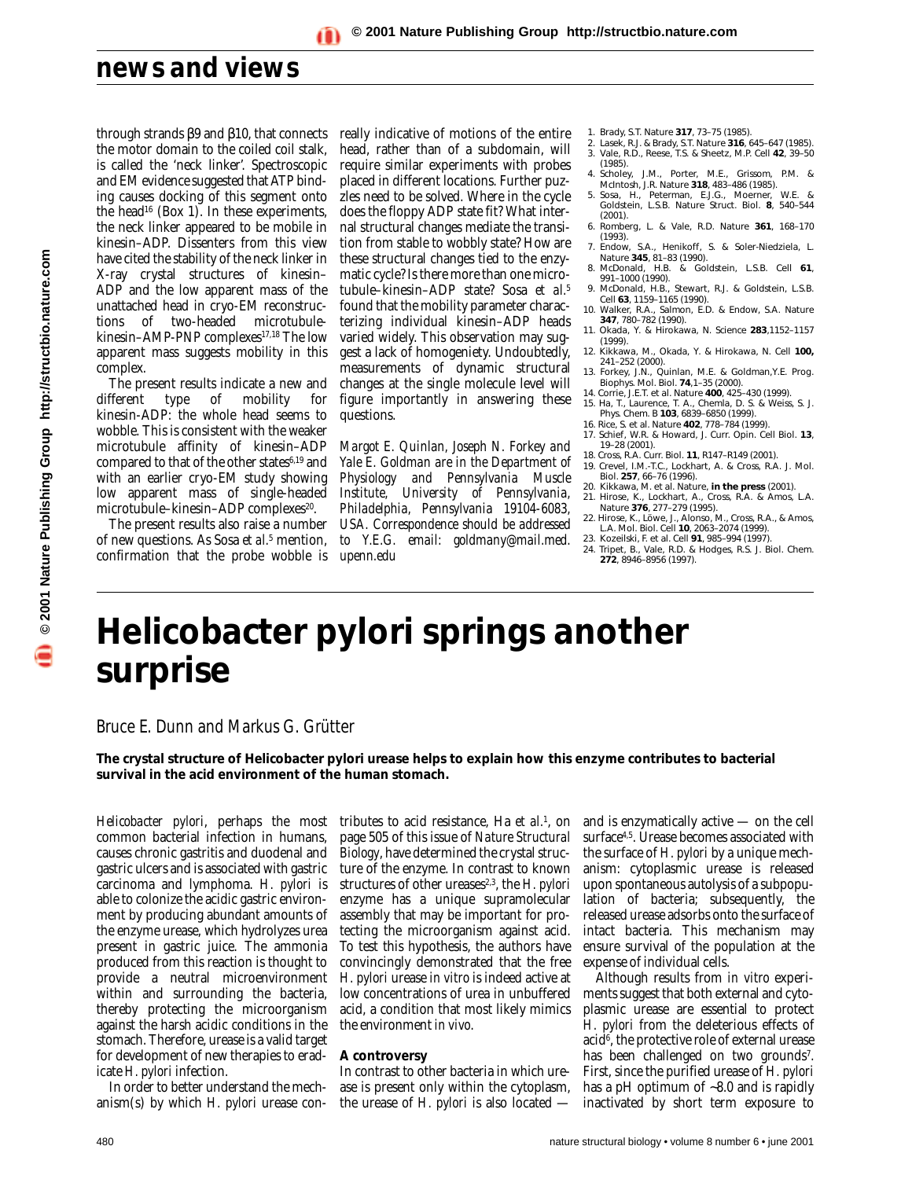through strands β9 and β10, that connects the motor domain to the coiled coil stalk, is called the 'neck linker'. Spectroscopic and EM evidence suggested that ATP binding causes docking of this segment onto the head[16] (Box 1). In these experiments, the neck linker appeared to be mobile in kinesin–ADP. Dissenters from this view have cited the stability of the neck linker in X-ray crystal structures of kinesin–ADP and the low apparent mass of the unattached head in cryo-EM reconstructions of two-headed microtubule-kinesin–AMP-PNP complexes[17,18] The low apparent mass suggests mobility in this complex.

The present results indicate a new and different type of mobility for kinesin-ADP: the whole head seems to wobble. This is consistent with the weaker microtubule affinity of kinesin–ADP compared to that of the other states[6,19] and with an earlier cryo-EM study showing low apparent mass of single-headed microtubule–kinesin–ADP complexes[20].

The present results also raise a number of new questions. As Sosa et al.[5] mention, confirmation that the probe wobble is really indicative of motions of the entire head, rather than of a subdomain, will require similar experiments with probes placed in different locations. Further puzzles need to be solved. Where in the cycle does the floppy ADP state fit? What internal structural changes mediate the transition from stable to wobbly state? How are these structural changes tied to the enzymatic cycle? Is there more than one microtubule–kinesin–ADP state? Sosa et al.[5] found that the mobility parameter characterizing individual kinesin–ADP heads varied widely. This observation may suggest a lack of homogeniety. Undoubtedly, measurements of dynamic structural changes at the single molecule level will figure importantly in answering these questions.

*Margot E. Quinlan, Joseph N. Forkey and Yale E. Goldman are in the Department of Physiology and Pennsylvania Muscle Institute, University of Pennsylvania, Philadelphia, Pennsylvania 19104-6083, USA. Correspondence should be addressed to Y.E.G. email: goldmany@mail.med.upenn.edu*

1. Brady, S.T. Nature **317**, 73–75 (1985).
2. Lasek, R.J. & Brady, S.T. Nature **316**, 645–647 (1985).
3. Vale, R.D., Reese, T.S. & Sheetz, M.P. Cell **42**, 39–50 (1985).
4. Scholey, J.M., Porter, M.E., Grissom, P.M. & McIntosh, J.R. Nature **318**, 483–486 (1985).
5. Sosa, H., Peterman, E.J.G., Moerner, W.E. & Goldstein, L.S.B. Nature Struct. Biol. **8**, 540–544 (2001).
6. Romberg, L. & Vale, R.D. Nature **361**, 168–170 (1993).
7. Endow, S.A., Henikoff, S. & Soler-Niedziela, L. Nature **345**, 81–83 (1990).
8. McDonald, H.B. & Goldstein, L.S.B. Cell **61**, 991–1000 (1990).
9. McDonald, H.B., Stewart, R.J. & Goldstein, L.S.B. Cell **63**, 1159–1165 (1990).
10. Walker, R.A., Salmon, E.D. & Endow, S.A. Nature **347**, 780–782 (1990).
11. Okada, Y. & Hirokawa, N. Science **283**,1152–1157 (1999).
12. Kikkawa, M., Okada, Y. & Hirokawa, N. Cell **100,** 241–252 (2000).
13. Forkey, J.N., Quinlan, M.E. & Goldman,Y.E. Prog. Biophys. Mol. Biol. **74**,1–35 (2000).
14. Corrie, J.E.T. et al. Nature **400**, 425–430 (1999).
15. Ha, T., Laurence, T. A., Chemla, D. S. & Weiss, S. J. Phys. Chem. B **103**, 6839–6850 (1999).
16. Rice, S. et al. Nature **402**, 778–784 (1999).
17. Schief, W.R. & Howard, J. Curr. Opin. Cell Biol. **13**, 19–28 (2001).
18. Cross, R.A. Curr. Biol. **11**, R147–R149 (2001).
19. Crevel, I.M.-T.C., Lockhart, A. & Cross, R.A. J. Mol. Biol. **257**, 66–76 (1996).
20. Kikkawa, M. et al. Nature, **in the press** (2001).
21. Hirose, K., Lockhart, A., Cross, R.A. & Amos, L.A. Nature **376**, 277–279 (1995).
22. Hirose, K., Löwe, J., Alonso, M., Cross, R.A., & Amos, L.A. Mol. Biol. Cell **10**, 2063–2074 (1999).
23. Kozeilski, F. et al. Cell **91**, 985–994 (1997).
24. Tripet, B., Vale, R.D. & Hodges, R.S. J. Biol. Chem. **272**, 8946–8956 (1997).

# Helicobacter pylori springs another surprise

*Bruce E. Dunn and Markus G. Grütter*

**The crystal structure of Helicobacter pylori urease helps to explain how this enzyme contributes to bacterial survival in the acid environment of the human stomach.**

*Helicobacter pylori*, perhaps the most common bacterial infection in humans, causes chronic gastritis and duodenal and gastric ulcers and is associated with gastric carcinoma and lymphoma. *H. pylori* is able to colonize the acidic gastric environment by producing abundant amounts of the enzyme urease, which hydrolyzes urea present in gastric juice. The ammonia produced from this reaction is thought to provide a neutral microenvironment within and surrounding the bacteria, thereby protecting the microorganism against the harsh acidic conditions in the stomach. Therefore, urease is a valid target for development of new therapies to eradicate *H. pylori* infection.

In order to better understand the mechanism(s) by which *H. pylori* urease contributes to acid resistance, Ha et al.[1], on page 505 of this issue of *Nature Structural Biology*, have determined the crystal structure of the enzyme. In contrast to known structures of other ureases[2,3], the *H. pylori* enzyme has a unique supramolecular assembly that may be important for protecting the microorganism against acid. To test this hypothesis, the authors have convincingly demonstrated that the free *H. pylori* urease *in vitro* is indeed active at low concentrations of urea in unbuffered acid, a condition that most likely mimics the environment *in vivo*.

## A controversy

In contrast to other bacteria in which urease is present only within the cytoplasm, the urease of *H. pylori* is also located — and is enzymatically active — on the cell surface[4,5]. Urease becomes associated with the surface of *H. pylori* by a unique mechanism: cytoplasmic urease is released upon spontaneous autolysis of a subpopulation of bacteria; subsequently, the released urease adsorbs onto the surface of intact bacteria. This mechanism may ensure survival of the population at the expense of individual cells.

Although results from *in vitro* experiments suggest that both external and cytoplasmic urease are essential to protect *H. pylori* from the deleterious effects of acid[6], the protective role of external urease has been challenged on two grounds[7]. First, since the purified urease of *H. pylori* has a pH optimum of ~8.0 and is rapidly inactivated by short term exposure to